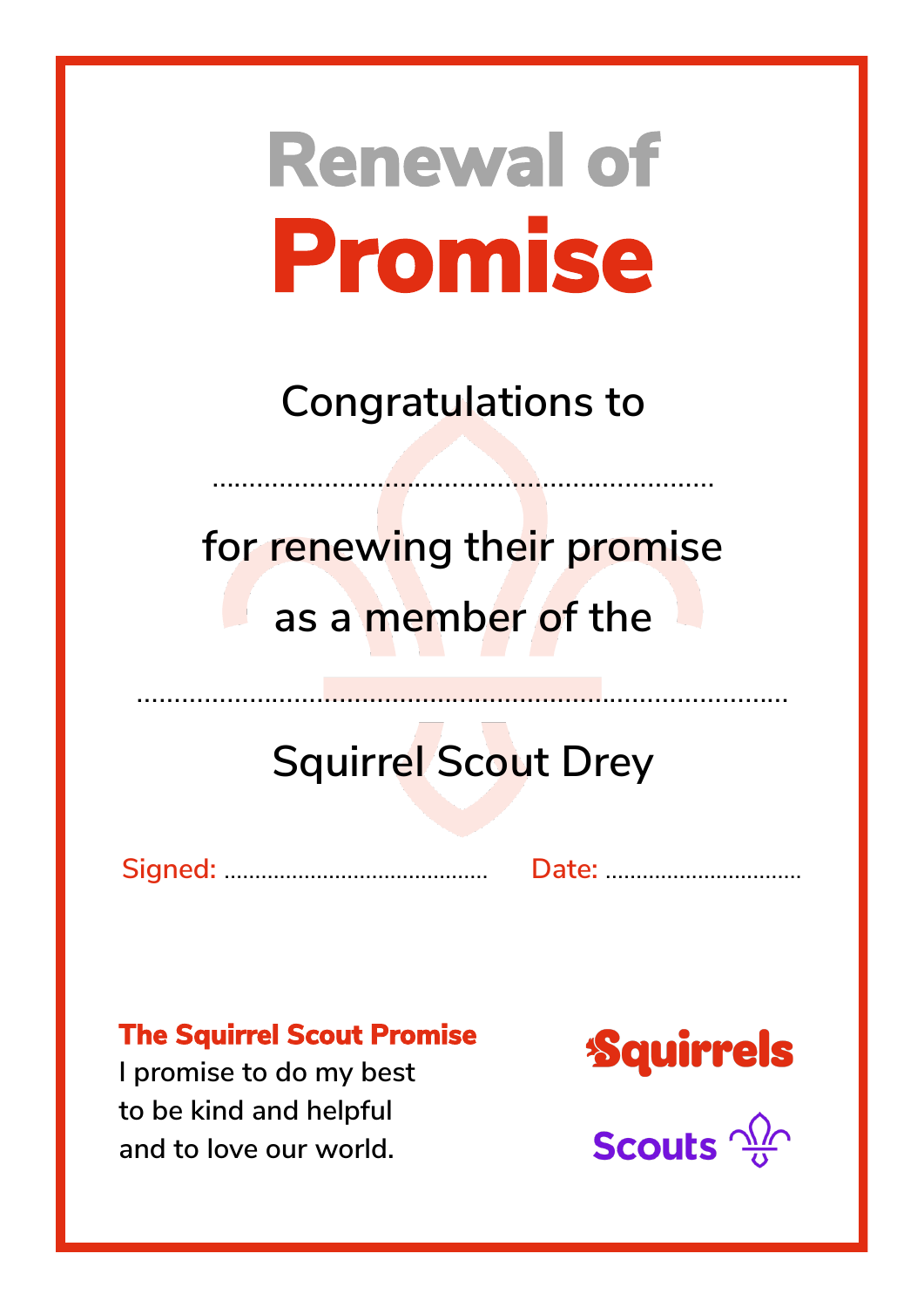# Renewal of Promise

Congratulations to

.................................................................

for renewing their promise

as a member of the

.......................................................................................

Squirrel Scout Drey

Signed: ........................................ Date: ..............................

**The Squirrel Scout Promise**

I promise to do my best
to be kind and helpful
and to love our world.

Squirrels

Scouts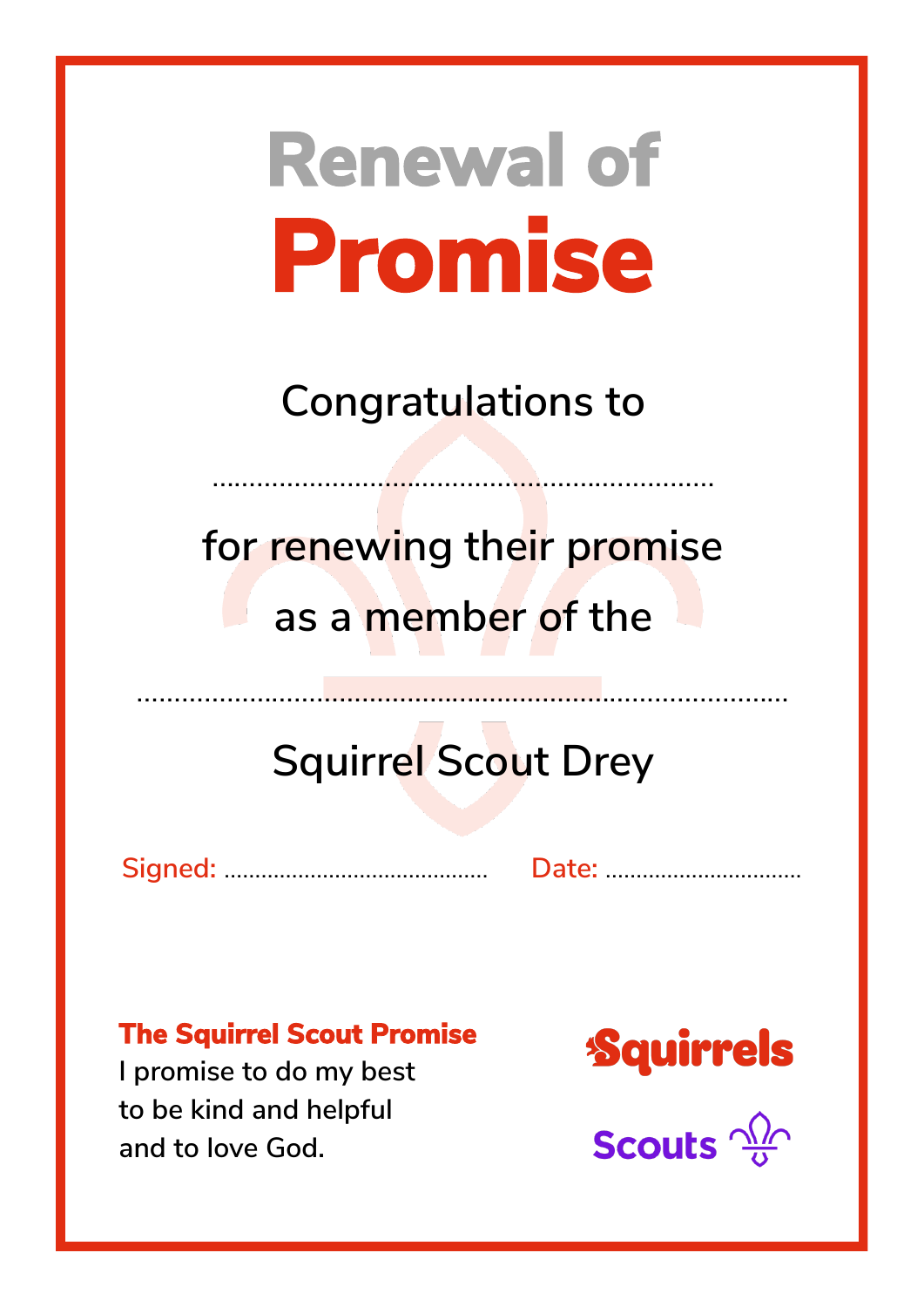# Renewal of Promise

Congratulations to

………………………………………………………………

for renewing their promise

as a member of the

……………………………………………………………………………………

Squirrel Scout Drey

Signed: ………………………………… Date: ……………………………

**The Squirrel Scout Promise**

I promise to do my best
to be kind and helpful
and to love God.

Squirrels

Scouts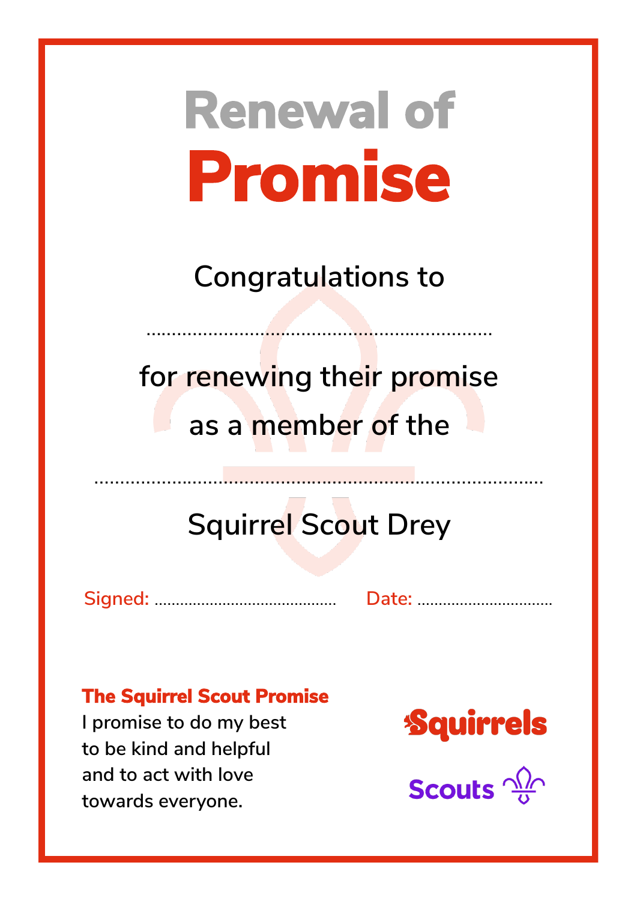# Renewal of Promise

Congratulations to

.....................................................................

for renewing their promise

as a member of the

.........................................................................................

Squirrel Scout Drey

Signed: ........................................... Date: ................................

**The Squirrel Scout Promise**

I promise to do my best
to be kind and helpful
and to act with love
towards everyone.

Squirrels

Scouts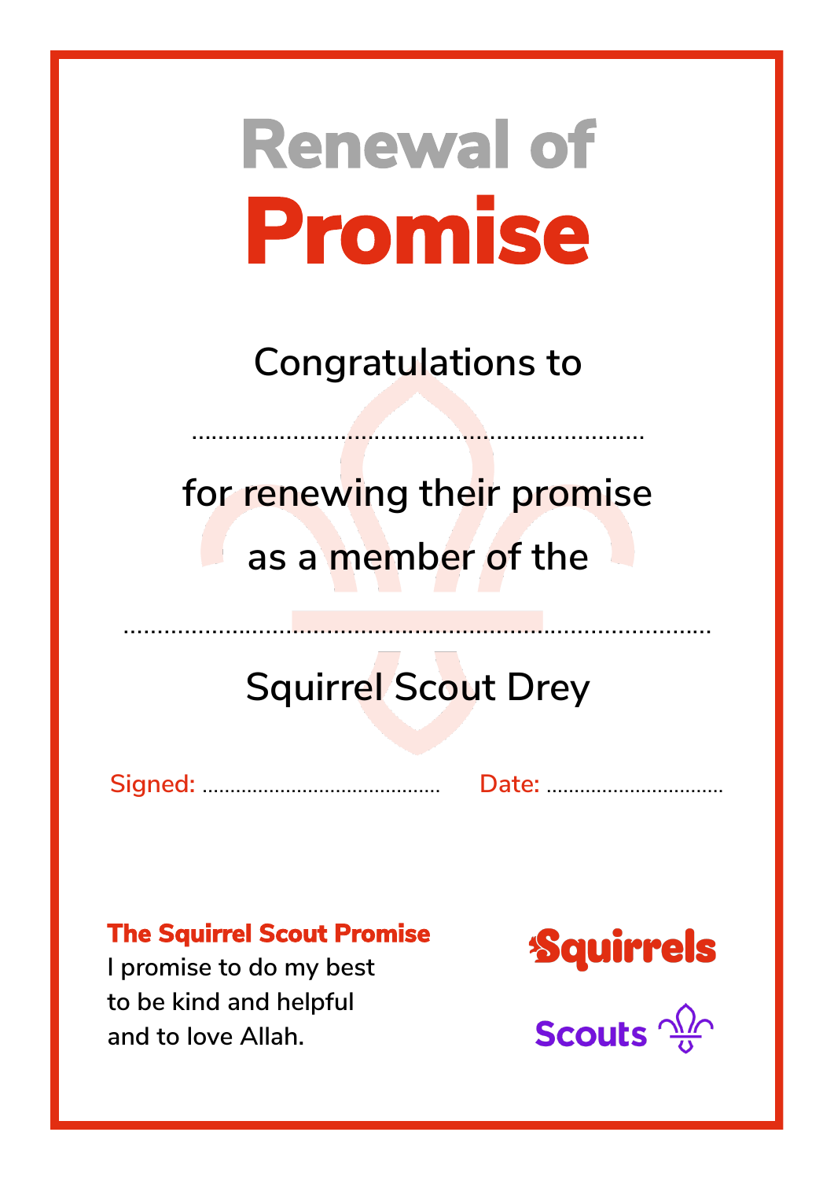# Renewal of Promise

Congratulations to

..................................................................

for renewing their promise

as a member of the

.......................................................................................

Squirrel Scout Drey

Signed: ........................................... Date: ..................................

**The Squirrel Scout Promise**

I promise to do my best
to be kind and helpful
and to love Allah.

Squirrels

Scouts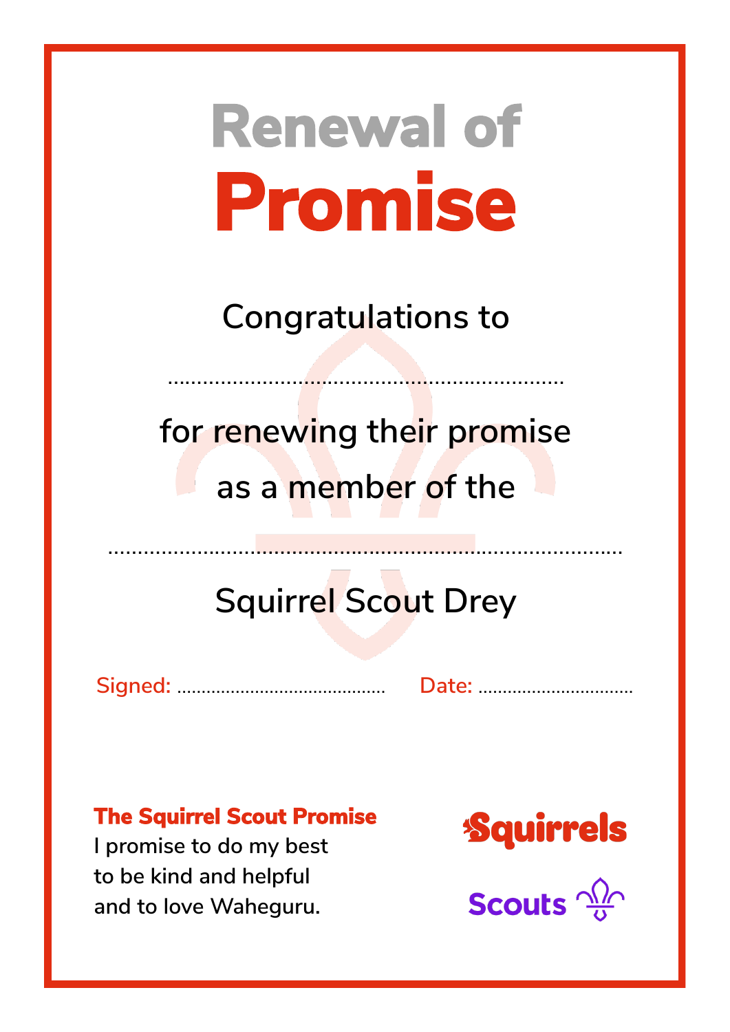# Renewal of Promise

Congratulations to

.....................................................................

for renewing their promise

as a member of the

.........................................................................................

Squirrel Scout Drey

Signed: .........................................  Date: ................................

**The Squirrel Scout Promise**

I promise to do my best
to be kind and helpful
and to love Waheguru.

Squirrels

Scouts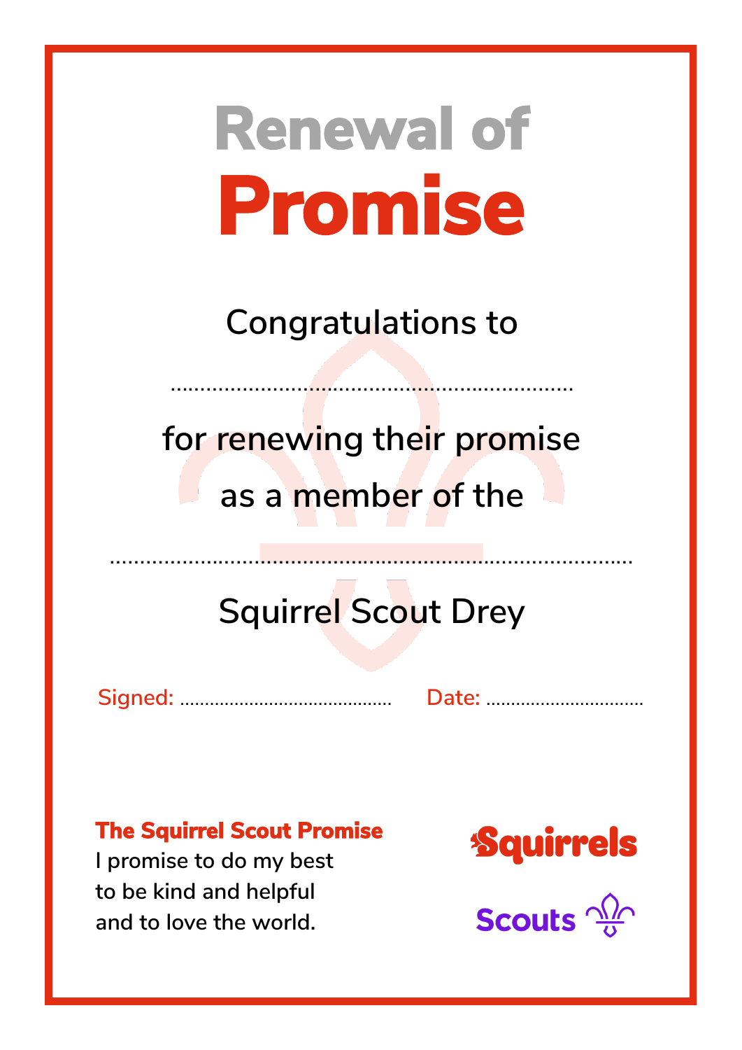# Renewal of Promise

Congratulations to

....................................................................

for renewing their promise

as a member of the

......................................................................................

Squirrel Scout Drey

Signed: ........................................ Date: ..............................

**The Squirrel Scout Promise**

I promise to do my best
to be kind and helpful
and to love the world.

Squirrels

Scouts